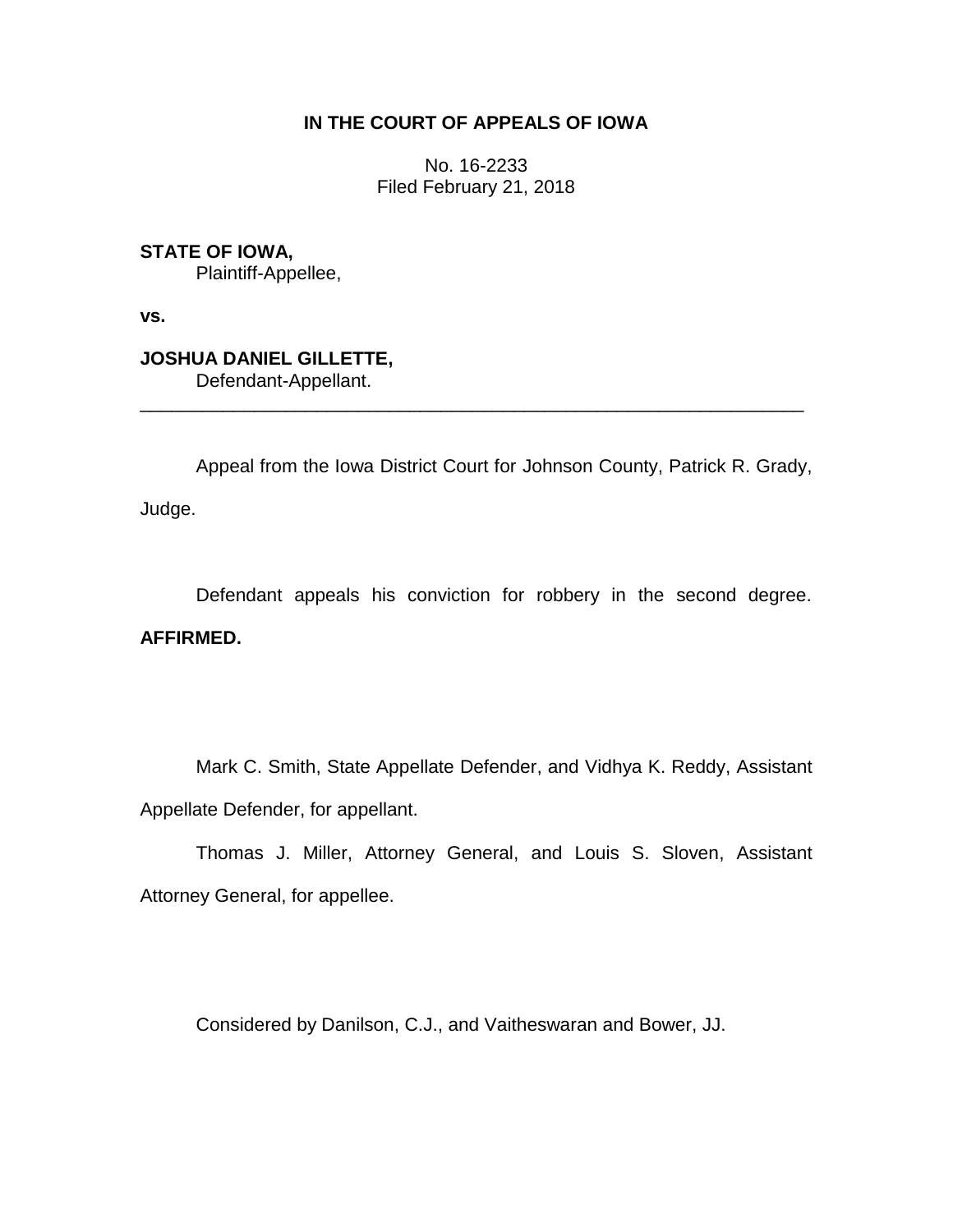**IN THE COURT OF APPEALS OF IOWA**

No. 16-2233
Filed February 21, 2018

**STATE OF IOWA,**
Plaintiff-Appellee,

**vs.**

**JOSHUA DANIEL GILLETTE,**
Defendant-Appellant.

---

Appeal from the Iowa District Court for Johnson County, Patrick R. Grady, Judge.

Defendant appeals his conviction for robbery in the second degree. **AFFIRMED.**

Mark C. Smith, State Appellate Defender, and Vidhya K. Reddy, Assistant Appellate Defender, for appellant.

Thomas J. Miller, Attorney General, and Louis S. Sloven, Assistant Attorney General, for appellee.

Considered by Danilson, C.J., and Vaitheswaran and Bower, JJ.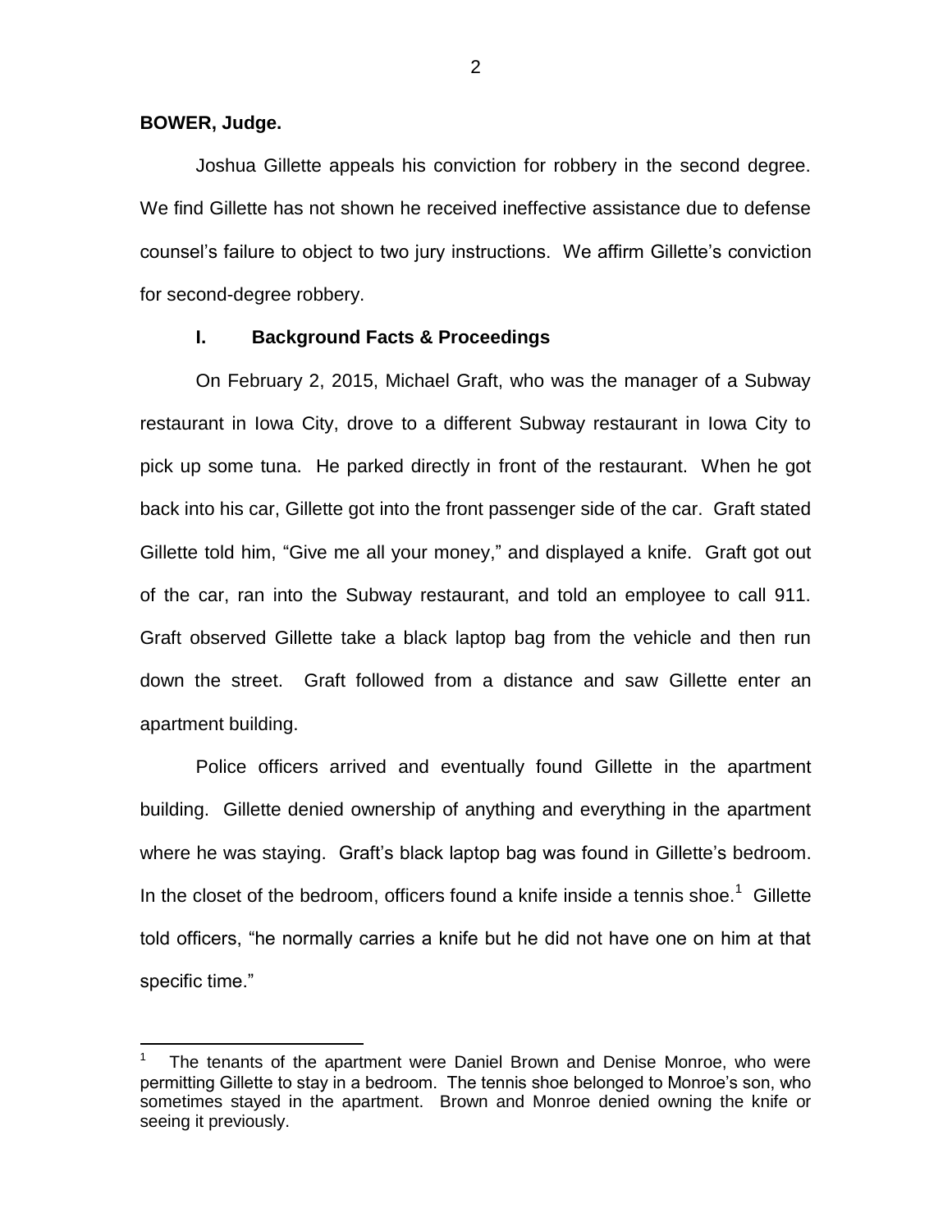**BOWER, Judge.**

Joshua Gillette appeals his conviction for robbery in the second degree. We find Gillette has not shown he received ineffective assistance due to defense counsel's failure to object to two jury instructions. We affirm Gillette's conviction for second-degree robbery.

## I. Background Facts & Proceedings

On February 2, 2015, Michael Graft, who was the manager of a Subway restaurant in Iowa City, drove to a different Subway restaurant in Iowa City to pick up some tuna. He parked directly in front of the restaurant. When he got back into his car, Gillette got into the front passenger side of the car. Graft stated Gillette told him, "Give me all your money," and displayed a knife. Graft got out of the car, ran into the Subway restaurant, and told an employee to call 911. Graft observed Gillette take a black laptop bag from the vehicle and then run down the street. Graft followed from a distance and saw Gillette enter an apartment building.

Police officers arrived and eventually found Gillette in the apartment building. Gillette denied ownership of anything and everything in the apartment where he was staying. Graft's black laptop bag was found in Gillette's bedroom. In the closet of the bedroom, officers found a knife inside a tennis shoe.[1] Gillette told officers, "he normally carries a knife but he did not have one on him at that specific time."

[1] The tenants of the apartment were Daniel Brown and Denise Monroe, who were permitting Gillette to stay in a bedroom. The tennis shoe belonged to Monroe's son, who sometimes stayed in the apartment. Brown and Monroe denied owning the knife or seeing it previously.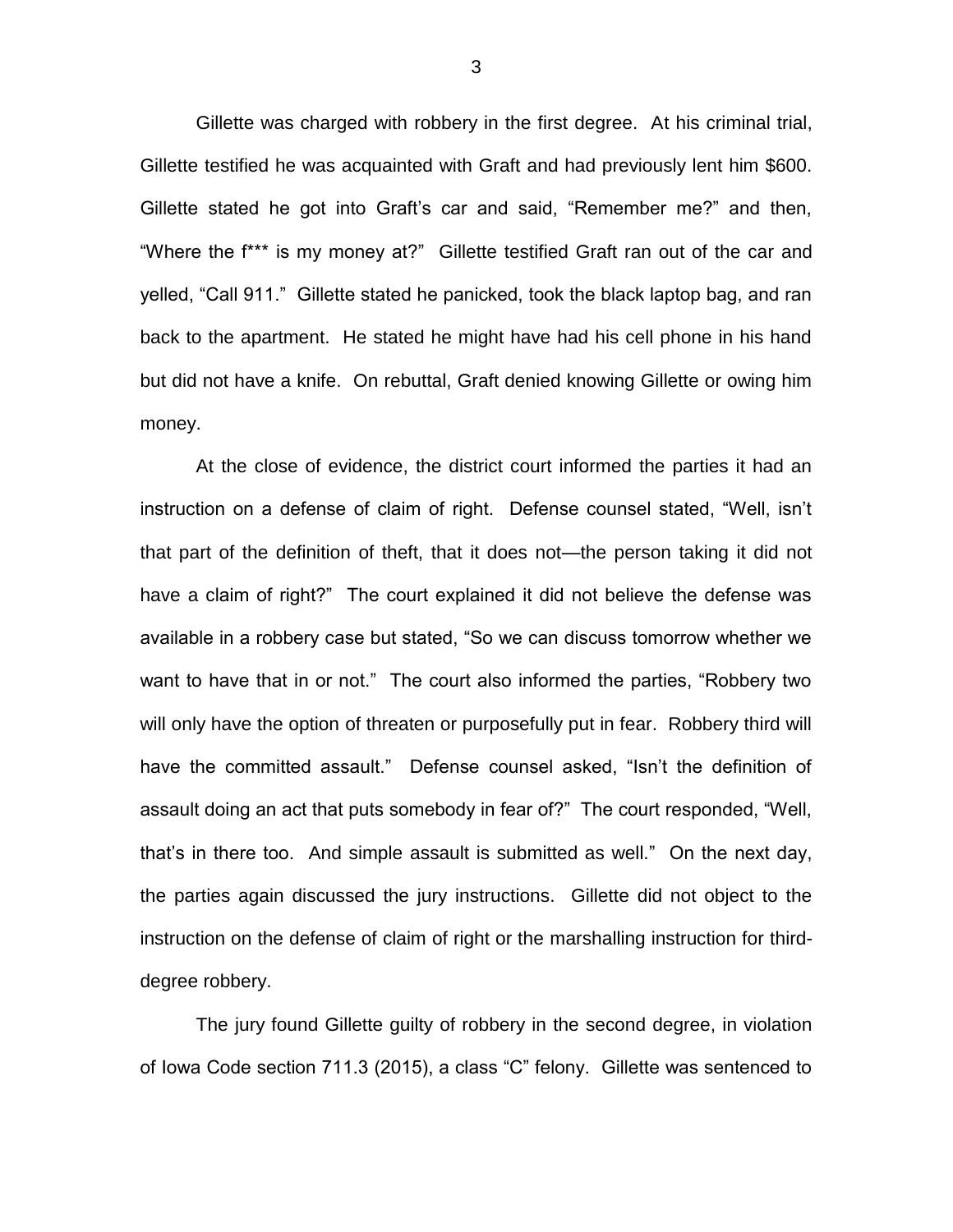Gillette was charged with robbery in the first degree. At his criminal trial, Gillette testified he was acquainted with Graft and had previously lent him $600. Gillette stated he got into Graft's car and said, "Remember me?" and then, "Where the f*** is my money at?" Gillette testified Graft ran out of the car and yelled, "Call 911." Gillette stated he panicked, took the black laptop bag, and ran back to the apartment. He stated he might have had his cell phone in his hand but did not have a knife. On rebuttal, Graft denied knowing Gillette or owing him money.

At the close of evidence, the district court informed the parties it had an instruction on a defense of claim of right. Defense counsel stated, "Well, isn't that part of the definition of theft, that it does not—the person taking it did not have a claim of right?" The court explained it did not believe the defense was available in a robbery case but stated, "So we can discuss tomorrow whether we want to have that in or not." The court also informed the parties, "Robbery two will only have the option of threaten or purposefully put in fear. Robbery third will have the committed assault." Defense counsel asked, "Isn't the definition of assault doing an act that puts somebody in fear of?" The court responded, "Well, that's in there too. And simple assault is submitted as well." On the next day, the parties again discussed the jury instructions. Gillette did not object to the instruction on the defense of claim of right or the marshalling instruction for third-degree robbery.

The jury found Gillette guilty of robbery in the second degree, in violation of Iowa Code section 711.3 (2015), a class "C" felony. Gillette was sentenced to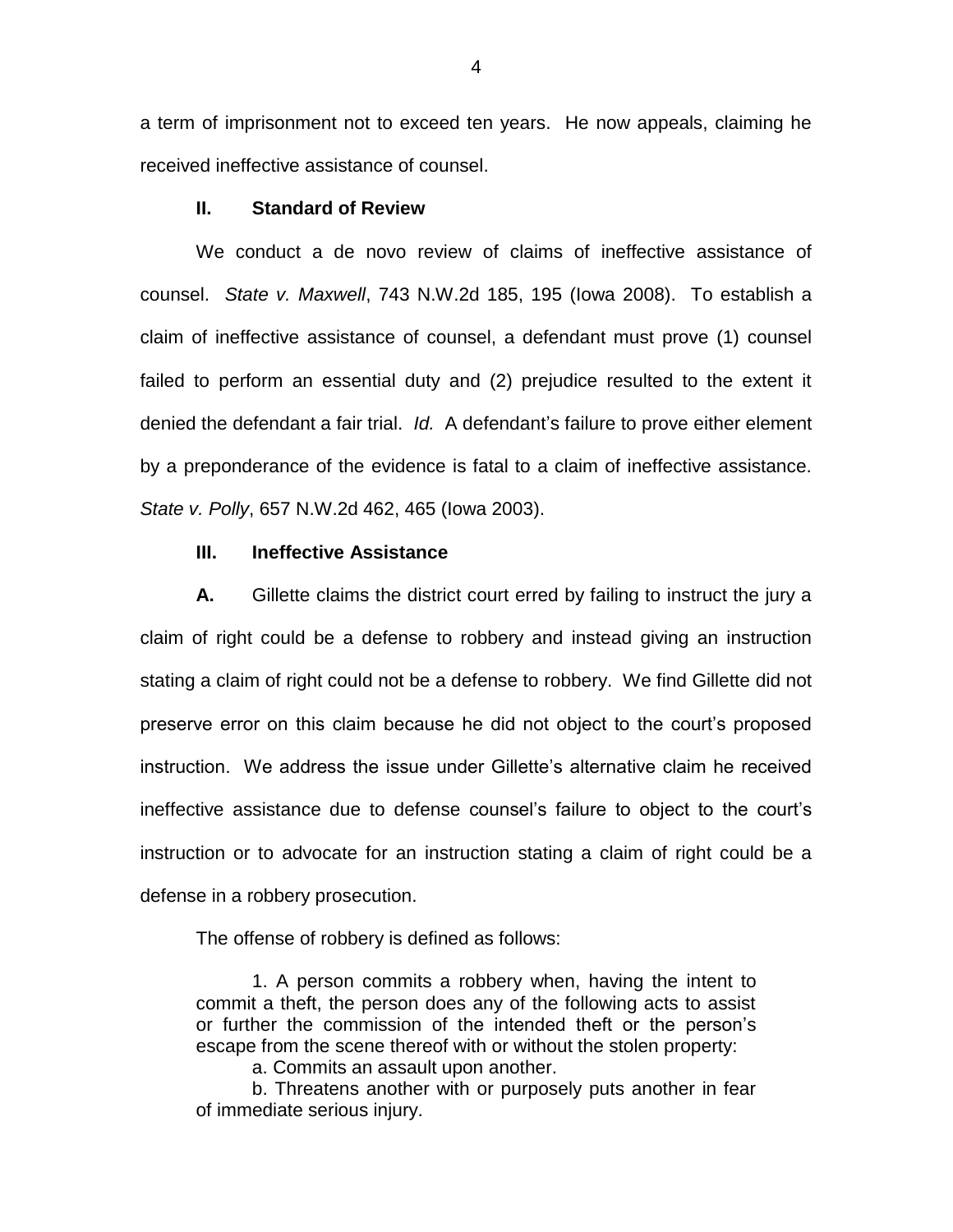a term of imprisonment not to exceed ten years. He now appeals, claiming he received ineffective assistance of counsel.

## II. Standard of Review

We conduct a de novo review of claims of ineffective assistance of counsel. *State v. Maxwell*, 743 N.W.2d 185, 195 (Iowa 2008). To establish a claim of ineffective assistance of counsel, a defendant must prove (1) counsel failed to perform an essential duty and (2) prejudice resulted to the extent it denied the defendant a fair trial. *Id.* A defendant's failure to prove either element by a preponderance of the evidence is fatal to a claim of ineffective assistance. *State v. Polly*, 657 N.W.2d 462, 465 (Iowa 2003).

## III. Ineffective Assistance

**A.** Gillette claims the district court erred by failing to instruct the jury a claim of right could be a defense to robbery and instead giving an instruction stating a claim of right could not be a defense to robbery. We find Gillette did not preserve error on this claim because he did not object to the court's proposed instruction. We address the issue under Gillette's alternative claim he received ineffective assistance due to defense counsel's failure to object to the court's instruction or to advocate for an instruction stating a claim of right could be a defense in a robbery prosecution.

The offense of robbery is defined as follows:

> 1. A person commits a robbery when, having the intent to commit a theft, the person does any of the following acts to assist or further the commission of the intended theft or the person's escape from the scene thereof with or without the stolen property:
>
> a. Commits an assault upon another.
>
> b. Threatens another with or purposely puts another in fear of immediate serious injury.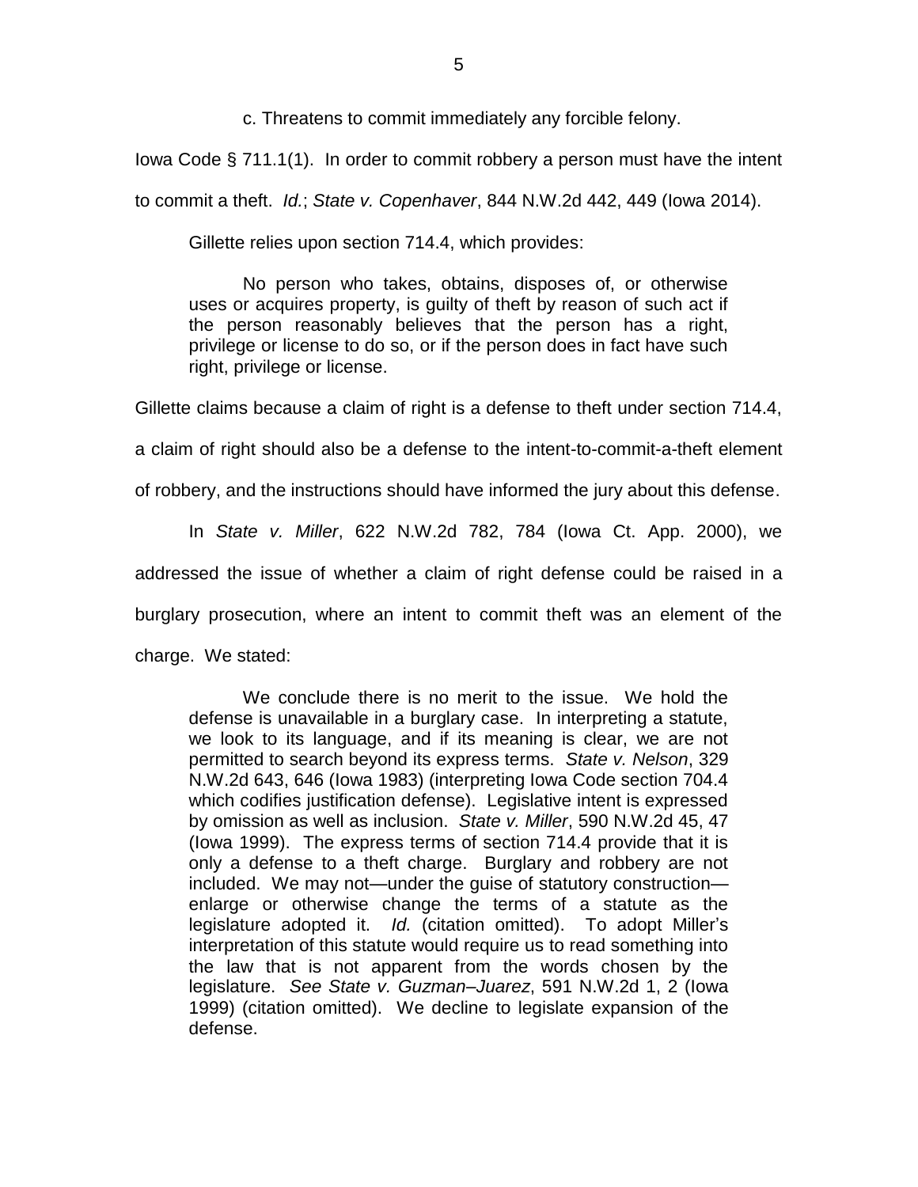c. Threatens to commit immediately any forcible felony.

Iowa Code § 711.1(1). In order to commit robbery a person must have the intent to commit a theft. *Id.*; *State v. Copenhaver*, 844 N.W.2d 442, 449 (Iowa 2014).

Gillette relies upon section 714.4, which provides:

> No person who takes, obtains, disposes of, or otherwise uses or acquires property, is guilty of theft by reason of such act if the person reasonably believes that the person has a right, privilege or license to do so, or if the person does in fact have such right, privilege or license.

Gillette claims because a claim of right is a defense to theft under section 714.4, a claim of right should also be a defense to the intent-to-commit-a-theft element of robbery, and the instructions should have informed the jury about this defense.

In *State v. Miller*, 622 N.W.2d 782, 784 (Iowa Ct. App. 2000), we addressed the issue of whether a claim of right defense could be raised in a burglary prosecution, where an intent to commit theft was an element of the charge. We stated:

> We conclude there is no merit to the issue. We hold the defense is unavailable in a burglary case. In interpreting a statute, we look to its language, and if its meaning is clear, we are not permitted to search beyond its express terms. *State v. Nelson*, 329 N.W.2d 643, 646 (Iowa 1983) (interpreting Iowa Code section 704.4 which codifies justification defense). Legislative intent is expressed by omission as well as inclusion. *State v. Miller*, 590 N.W.2d 45, 47 (Iowa 1999). The express terms of section 714.4 provide that it is only a defense to a theft charge. Burglary and robbery are not included. We may not—under the guise of statutory construction—enlarge or otherwise change the terms of a statute as the legislature adopted it. *Id.* (citation omitted). To adopt Miller's interpretation of this statute would require us to read something into the law that is not apparent from the words chosen by the legislature. *See State v. Guzman–Juarez*, 591 N.W.2d 1, 2 (Iowa 1999) (citation omitted). We decline to legislate expansion of the defense.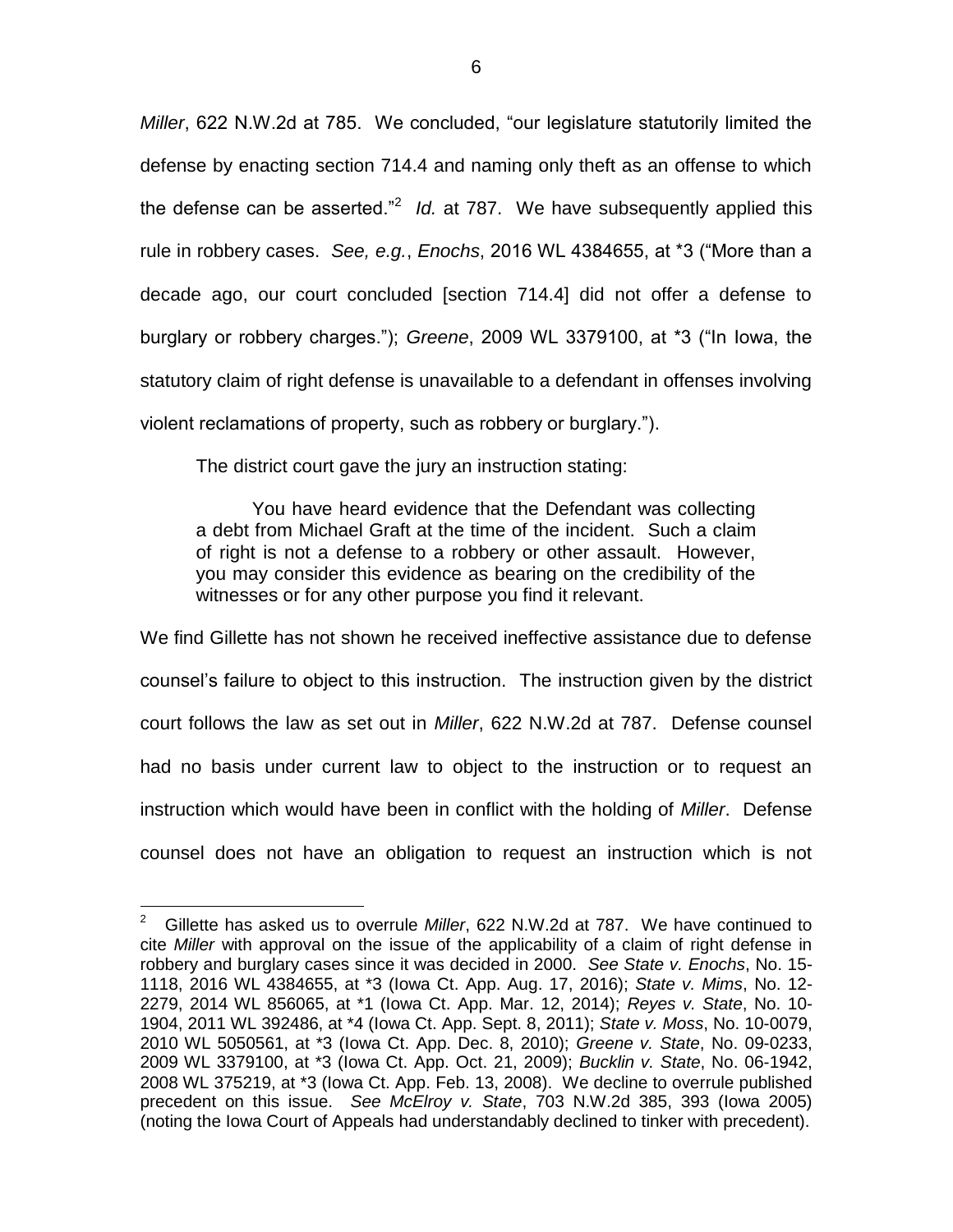*Miller*, 622 N.W.2d at 785. We concluded, "our legislature statutorily limited the defense by enacting section 714.4 and naming only theft as an offense to which the defense can be asserted."[2] *Id.* at 787. We have subsequently applied this rule in robbery cases. *See, e.g.*, *Enochs*, 2016 WL 4384655, at *3 ("More than a decade ago, our court concluded [section 714.4] did not offer a defense to burglary or robbery charges."); *Greene*, 2009 WL 3379100, at *3 ("In Iowa, the statutory claim of right defense is unavailable to a defendant in offenses involving violent reclamations of property, such as robbery or burglary.").

The district court gave the jury an instruction stating:

> You have heard evidence that the Defendant was collecting a debt from Michael Graft at the time of the incident. Such a claim of right is not a defense to a robbery or other assault. However, you may consider this evidence as bearing on the credibility of the witnesses or for any other purpose you find it relevant.

We find Gillette has not shown he received ineffective assistance due to defense counsel's failure to object to this instruction. The instruction given by the district court follows the law as set out in *Miller*, 622 N.W.2d at 787. Defense counsel had no basis under current law to object to the instruction or to request an instruction which would have been in conflict with the holding of *Miller*. Defense counsel does not have an obligation to request an instruction which is not

---

[2] Gillette has asked us to overrule *Miller*, 622 N.W.2d at 787. We have continued to cite *Miller* with approval on the issue of the applicability of a claim of right defense in robbery and burglary cases since it was decided in 2000. *See State v. Enochs*, No. 15-1118, 2016 WL 4384655, at *3 (Iowa Ct. App. Aug. 17, 2016); *State v. Mims*, No. 12-2279, 2014 WL 856065, at *1 (Iowa Ct. App. Mar. 12, 2014); *Reyes v. State*, No. 10-1904, 2011 WL 392486, at *4 (Iowa Ct. App. Sept. 8, 2011); *State v. Moss*, No. 10-0079, 2010 WL 5050561, at *3 (Iowa Ct. App. Dec. 8, 2010); *Greene v. State*, No. 09-0233, 2009 WL 3379100, at *3 (Iowa Ct. App. Oct. 21, 2009); *Bucklin v. State*, No. 06-1942, 2008 WL 375219, at *3 (Iowa Ct. App. Feb. 13, 2008). We decline to overrule published precedent on this issue. *See McElroy v. State*, 703 N.W.2d 385, 393 (Iowa 2005) (noting the Iowa Court of Appeals had understandably declined to tinker with precedent).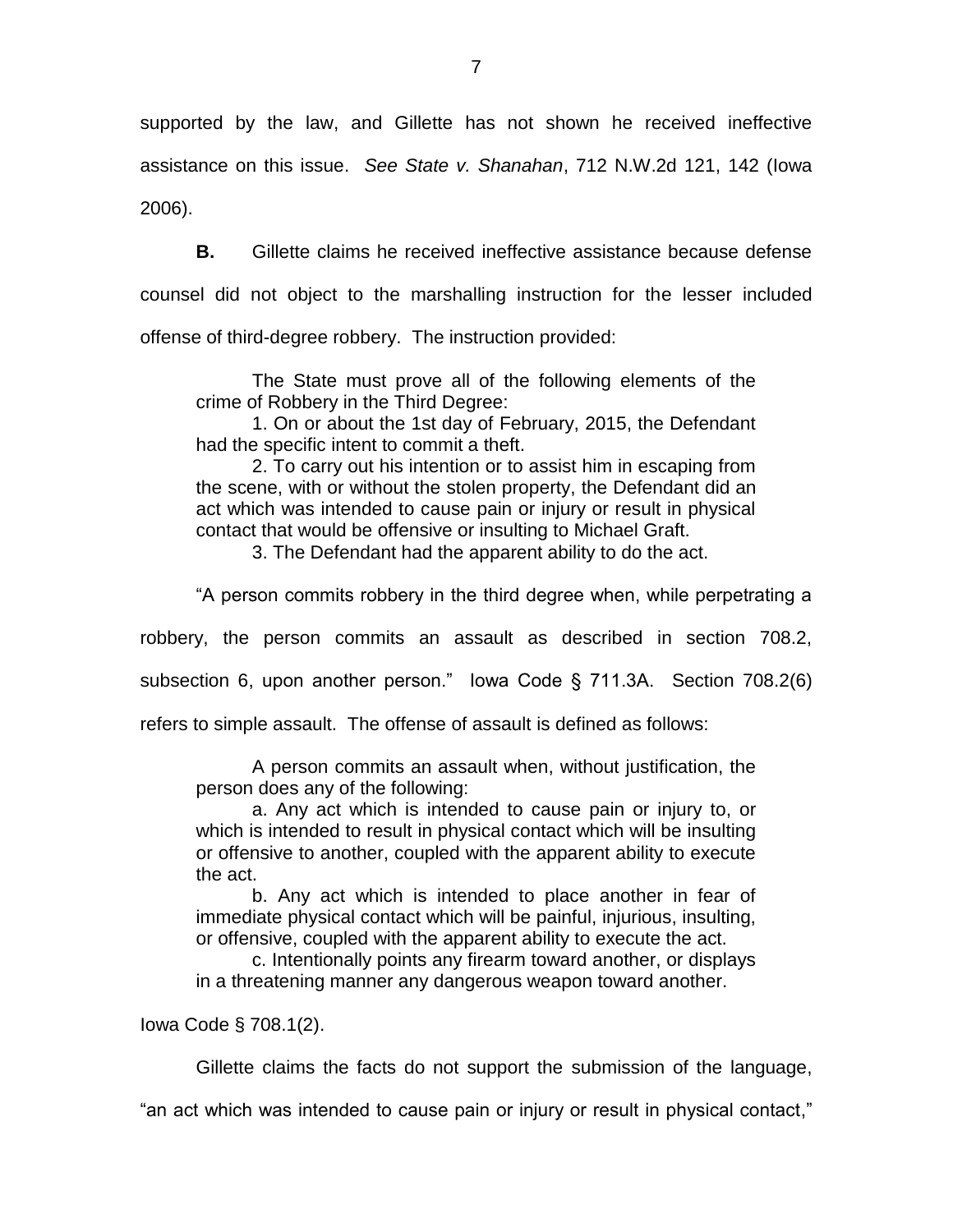supported by the law, and Gillette has not shown he received ineffective assistance on this issue. *See State v. Shanahan*, 712 N.W.2d 121, 142 (Iowa 2006).

**B.** Gillette claims he received ineffective assistance because defense counsel did not object to the marshalling instruction for the lesser included offense of third-degree robbery. The instruction provided:

> The State must prove all of the following elements of the crime of Robbery in the Third Degree:
>
> 1. On or about the 1st day of February, 2015, the Defendant had the specific intent to commit a theft.
>
> 2. To carry out his intention or to assist him in escaping from the scene, with or without the stolen property, the Defendant did an act which was intended to cause pain or injury or result in physical contact that would be offensive or insulting to Michael Graft.
>
> 3. The Defendant had the apparent ability to do the act.

"A person commits robbery in the third degree when, while perpetrating a robbery, the person commits an assault as described in section 708.2, subsection 6, upon another person." Iowa Code § 711.3A. Section 708.2(6) refers to simple assault. The offense of assault is defined as follows:

> A person commits an assault when, without justification, the person does any of the following:
>
> a. Any act which is intended to cause pain or injury to, or which is intended to result in physical contact which will be insulting or offensive to another, coupled with the apparent ability to execute the act.
>
> b. Any act which is intended to place another in fear of immediate physical contact which will be painful, injurious, insulting, or offensive, coupled with the apparent ability to execute the act.
>
> c. Intentionally points any firearm toward another, or displays in a threatening manner any dangerous weapon toward another.

Iowa Code § 708.1(2).

Gillette claims the facts do not support the submission of the language, "an act which was intended to cause pain or injury or result in physical contact,"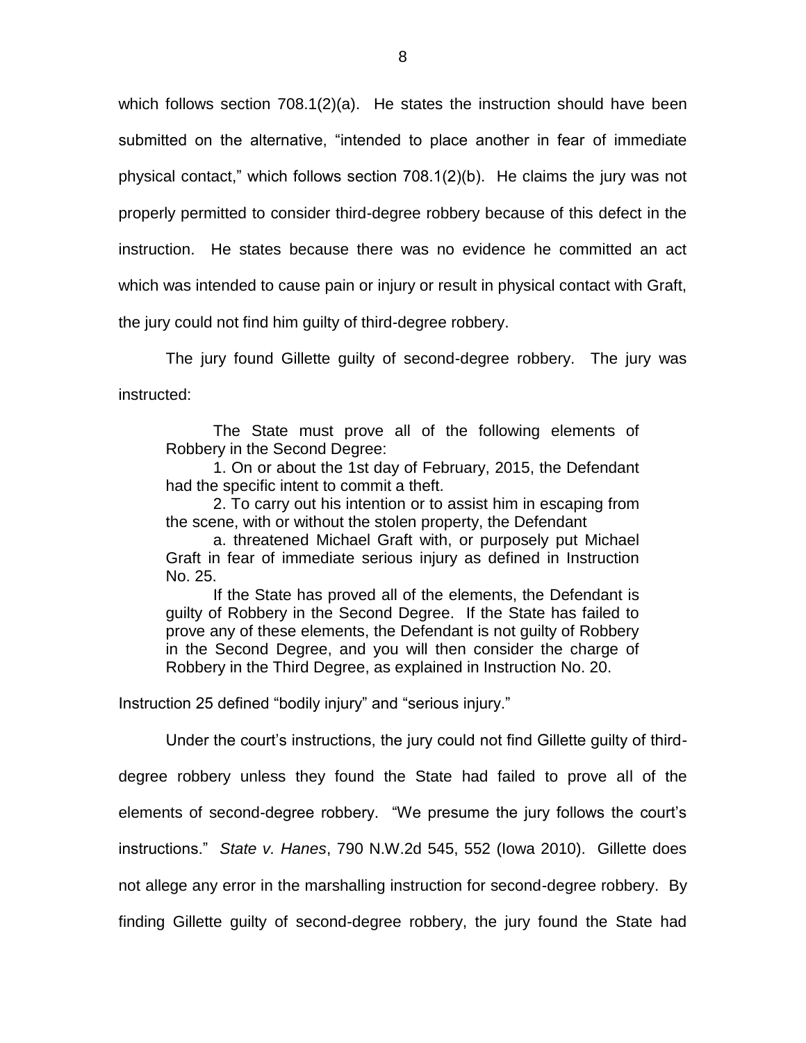which follows section 708.1(2)(a). He states the instruction should have been submitted on the alternative, "intended to place another in fear of immediate physical contact," which follows section 708.1(2)(b). He claims the jury was not properly permitted to consider third-degree robbery because of this defect in the instruction. He states because there was no evidence he committed an act which was intended to cause pain or injury or result in physical contact with Graft, the jury could not find him guilty of third-degree robbery.

The jury found Gillette guilty of second-degree robbery. The jury was instructed:

> The State must prove all of the following elements of Robbery in the Second Degree:
>
> 1. On or about the 1st day of February, 2015, the Defendant had the specific intent to commit a theft.
>
> 2. To carry out his intention or to assist him in escaping from the scene, with or without the stolen property, the Defendant
>
> a. threatened Michael Graft with, or purposely put Michael Graft in fear of immediate serious injury as defined in Instruction No. 25.
>
> If the State has proved all of the elements, the Defendant is guilty of Robbery in the Second Degree. If the State has failed to prove any of these elements, the Defendant is not guilty of Robbery in the Second Degree, and you will then consider the charge of Robbery in the Third Degree, as explained in Instruction No. 20.

Instruction 25 defined "bodily injury" and "serious injury."

Under the court's instructions, the jury could not find Gillette guilty of third-degree robbery unless they found the State had failed to prove all of the elements of second-degree robbery. "We presume the jury follows the court's instructions." *State v. Hanes*, 790 N.W.2d 545, 552 (Iowa 2010). Gillette does not allege any error in the marshalling instruction for second-degree robbery. By finding Gillette guilty of second-degree robbery, the jury found the State had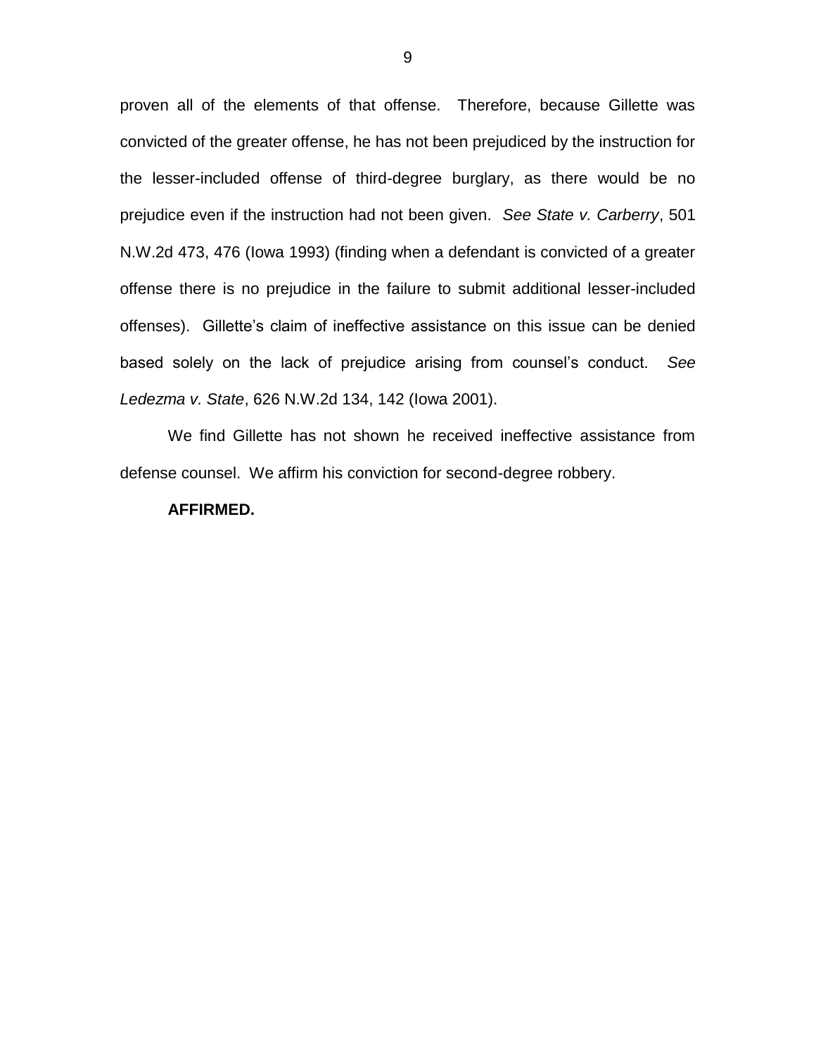proven all of the elements of that offense. Therefore, because Gillette was convicted of the greater offense, he has not been prejudiced by the instruction for the lesser-included offense of third-degree burglary, as there would be no prejudice even if the instruction had not been given. *See State v. Carberry*, 501 N.W.2d 473, 476 (Iowa 1993) (finding when a defendant is convicted of a greater offense there is no prejudice in the failure to submit additional lesser-included offenses). Gillette's claim of ineffective assistance on this issue can be denied based solely on the lack of prejudice arising from counsel's conduct. *See Ledezma v. State*, 626 N.W.2d 134, 142 (Iowa 2001).

We find Gillette has not shown he received ineffective assistance from defense counsel. We affirm his conviction for second-degree robbery.

**AFFIRMED.**